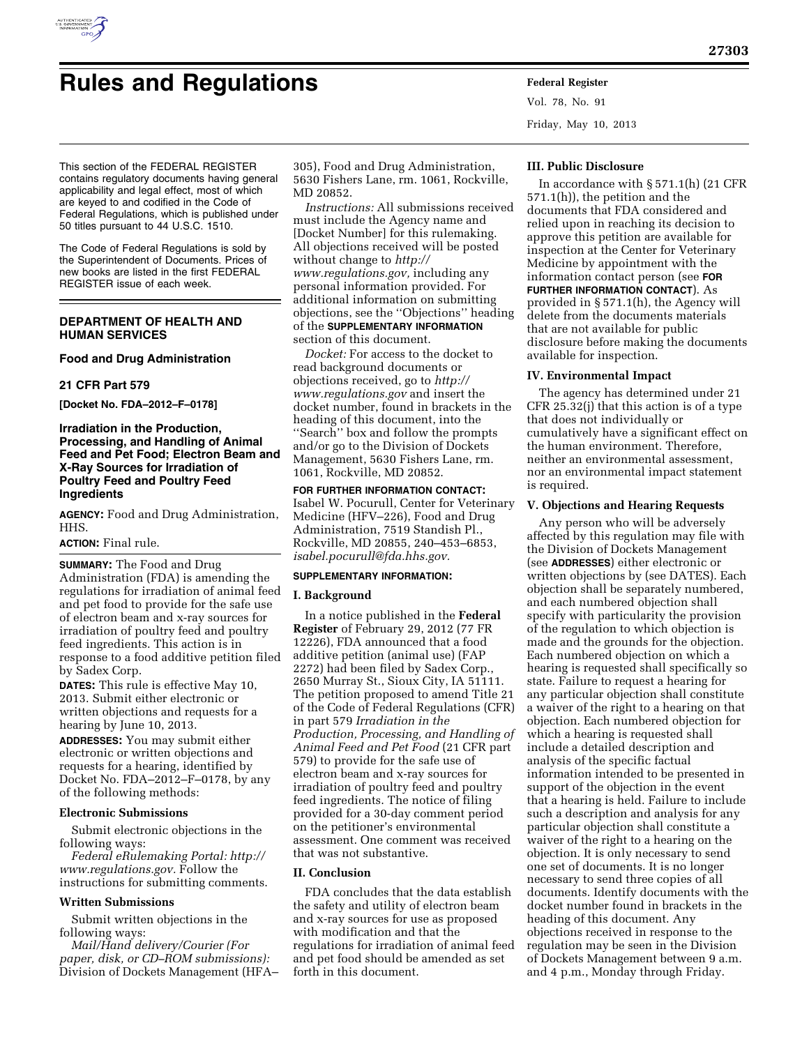# Rules and Regulations

This section of the FEDERAL REGISTER contains regulatory documents having general applicability and legal effect, most of which are keyed to and codified in the Code of Federal Regulations, which is published under 50 titles pursuant to 44 U.S.C. 1510.

The Code of Federal Regulations is sold by the Superintendent of Documents. Prices of new books are listed in the first FEDERAL REGISTER issue of each week.

## DEPARTMENT OF HEALTH AND HUMAN SERVICES

### Food and Drug Administration

### 21 CFR Part 579

**[Docket No. FDA–2012–F–0178]**

### Irradiation in the Production, Processing, and Handling of Animal Feed and Pet Food; Electron Beam and X-Ray Sources for Irradiation of Poultry Feed and Poultry Feed Ingredients

**AGENCY:** Food and Drug Administration, HHS.

**ACTION:** Final rule.

**SUMMARY:** The Food and Drug Administration (FDA) is amending the regulations for irradiation of animal feed and pet food to provide for the safe use of electron beam and x-ray sources for irradiation of poultry feed and poultry feed ingredients. This action is in response to a food additive petition filed by Sadex Corp.

**DATES:** This rule is effective May 10, 2013. Submit either electronic or written objections and requests for a hearing by June 10, 2013.

**ADDRESSES:** You may submit either electronic or written objections and requests for a hearing, identified by Docket No. FDA–2012–F–0178, by any of the following methods:

#### Electronic Submissions

Submit electronic objections in the following ways:

*Federal eRulemaking Portal: http://www.regulations.gov.* Follow the instructions for submitting comments.

#### Written Submissions

Submit written objections in the following ways:

*Mail/Hand delivery/Courier (For paper, disk, or CD–ROM submissions):* Division of Dockets Management (HFA–305), Food and Drug Administration, 5630 Fishers Lane, rm. 1061, Rockville, MD 20852.

*Instructions:* All submissions received must include the Agency name and [Docket Number] for this rulemaking. All objections received will be posted without change to *http://www.regulations.gov,* including any personal information provided. For additional information on submitting objections, see the ''Objections'' heading of the **SUPPLEMENTARY INFORMATION** section of this document.

*Docket:* For access to the docket to read background documents or objections received, go to *http://www.regulations.gov* and insert the docket number, found in brackets in the heading of this document, into the ''Search'' box and follow the prompts and/or go to the Division of Dockets Management, 5630 Fishers Lane, rm. 1061, Rockville, MD 20852.

**FOR FURTHER INFORMATION CONTACT:** Isabel W. Pocurull, Center for Veterinary Medicine (HFV–226), Food and Drug Administration, 7519 Standish Pl., Rockville, MD 20855, 240–453–6853, *isabel.pocurull@fda.hhs.gov.*

**SUPPLEMENTARY INFORMATION:**

#### I. Background

In a notice published in the **Federal Register** of February 29, 2012 (77 FR 12226), FDA announced that a food additive petition (animal use) (FAP 2272) had been filed by Sadex Corp., 2650 Murray St., Sioux City, IA 51111. The petition proposed to amend Title 21 of the Code of Federal Regulations (CFR) in part 579 *Irradiation in the Production, Processing, and Handling of Animal Feed and Pet Food* (21 CFR part 579) to provide for the safe use of electron beam and x-ray sources for irradiation of poultry feed and poultry feed ingredients. The notice of filing provided for a 30-day comment period on the petitioner's environmental assessment. One comment was received that was not substantive.

#### II. Conclusion

FDA concludes that the data establish the safety and utility of electron beam and x-ray sources for use as proposed with modification and that the regulations for irradiation of animal feed and pet food should be amended as set forth in this document.

#### III. Public Disclosure

In accordance with § 571.1(h) (21 CFR 571.1(h)), the petition and the documents that FDA considered and relied upon in reaching its decision to approve this petition are available for inspection at the Center for Veterinary Medicine by appointment with the information contact person (see **FOR FURTHER INFORMATION CONTACT**). As provided in § 571.1(h), the Agency will delete from the documents materials that are not available for public disclosure before making the documents available for inspection.

#### IV. Environmental Impact

The agency has determined under 21 CFR 25.32(j) that this action is of a type that does not individually or cumulatively have a significant effect on the human environment. Therefore, neither an environmental assessment, nor an environmental impact statement is required.

#### V. Objections and Hearing Requests

Any person who will be adversely affected by this regulation may file with the Division of Dockets Management (see **ADDRESSES**) either electronic or written objections by (see DATES). Each objection shall be separately numbered, and each numbered objection shall specify with particularity the provision of the regulation to which objection is made and the grounds for the objection. Each numbered objection on which a hearing is requested shall specifically so state. Failure to request a hearing for any particular objection shall constitute a waiver of the right to a hearing on that objection. Each numbered objection for which a hearing is requested shall include a detailed description and analysis of the specific factual information intended to be presented in support of the objection in the event that a hearing is held. Failure to include such a description and analysis for any particular objection shall constitute a waiver of the right to a hearing on the objection. It is only necessary to send one set of documents. It is no longer necessary to send three copies of all documents. Identify documents with the docket number found in brackets in the heading of this document. Any objections received in response to the regulation may be seen in the Division of Dockets Management between 9 a.m. and 4 p.m., Monday through Friday.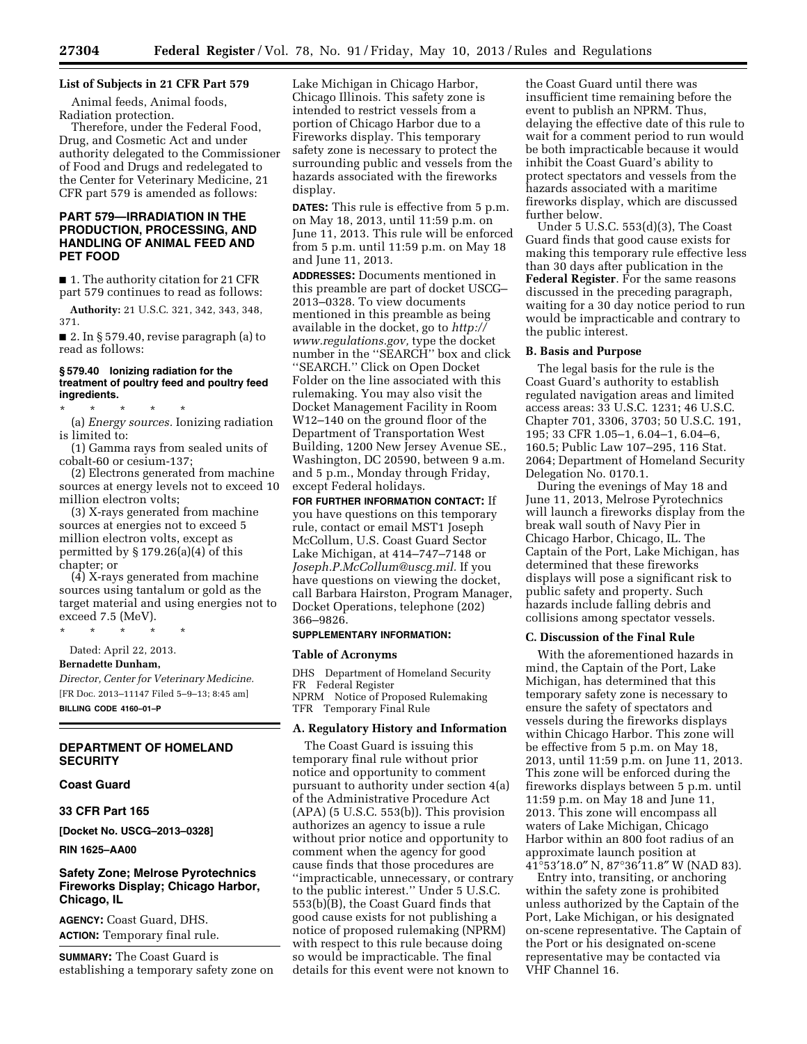**List of Subjects in 21 CFR Part 579**

Animal feeds, Animal foods, Radiation protection.

Therefore, under the Federal Food, Drug, and Cosmetic Act and under authority delegated to the Commissioner of Food and Drugs and redelegated to the Center for Veterinary Medicine, 21 CFR part 579 is amended as follows:

## PART 579—IRRADIATION IN THE PRODUCTION, PROCESSING, AND HANDLING OF ANIMAL FEED AND PET FOOD

■ 1. The authority citation for 21 CFR part 579 continues to read as follows:

**Authority:** 21 U.S.C. 321, 342, 343, 348, 371.

■ 2. In § 579.40, revise paragraph (a) to read as follows:

### § 579.40 Ionizing radiation for the treatment of poultry feed and poultry feed ingredients.

\* \* \* \* \*

(a) *Energy sources.* Ionizing radiation is limited to:

(1) Gamma rays from sealed units of cobalt-60 or cesium-137;

(2) Electrons generated from machine sources at energy levels not to exceed 10 million electron volts;

(3) X-rays generated from machine sources at energies not to exceed 5 million electron volts, except as permitted by § 179.26(a)(4) of this chapter; or

(4) X-rays generated from machine sources using tantalum or gold as the target material and using energies not to exceed 7.5 (MeV).

\* \* \* \* \*

Dated: April 22, 2013.

**Bernadette Dunham,**

*Director, Center for Veterinary Medicine.*

[FR Doc. 2013–11147 Filed 5–9–13; 8:45 am]

**BILLING CODE 4160–01–P**

---

## DEPARTMENT OF HOMELAND SECURITY

### Coast Guard

### 33 CFR Part 165

**[Docket No. USCG–2013–0328]**

**RIN 1625–AA00**

## Safety Zone; Melrose Pyrotechnics Fireworks Display; Chicago Harbor, Chicago, IL

**AGENCY:** Coast Guard, DHS.

**ACTION:** Temporary final rule.

**SUMMARY:** The Coast Guard is establishing a temporary safety zone on Lake Michigan in Chicago Harbor, Chicago Illinois. This safety zone is intended to restrict vessels from a portion of Chicago Harbor due to a Fireworks display. This temporary safety zone is necessary to protect the surrounding public and vessels from the hazards associated with the fireworks display.

**DATES:** This rule is effective from 5 p.m. on May 18, 2013, until 11:59 p.m. on June 11, 2013. This rule will be enforced from 5 p.m. until 11:59 p.m. on May 18 and June 11, 2013.

**ADDRESSES:** Documents mentioned in this preamble are part of docket USCG–2013–0328. To view documents mentioned in this preamble as being available in the docket, go to *http://www.regulations.gov,* type the docket number in the ''SEARCH'' box and click ''SEARCH.'' Click on Open Docket Folder on the line associated with this rulemaking. You may also visit the Docket Management Facility in Room W12–140 on the ground floor of the Department of Transportation West Building, 1200 New Jersey Avenue SE., Washington, DC 20590, between 9 a.m. and 5 p.m., Monday through Friday, except Federal holidays.

**FOR FURTHER INFORMATION CONTACT:** If you have questions on this temporary rule, contact or email MST1 Joseph McCollum, U.S. Coast Guard Sector Lake Michigan, at 414–747–7148 or *Joseph.P.McCollum@uscg.mil.* If you have questions on viewing the docket, call Barbara Hairston, Program Manager, Docket Operations, telephone (202) 366–9826.

**SUPPLEMENTARY INFORMATION:**

### Table of Acronyms

DHS Department of Homeland Security
FR Federal Register
NPRM Notice of Proposed Rulemaking
TFR Temporary Final Rule

### A. Regulatory History and Information

The Coast Guard is issuing this temporary final rule without prior notice and opportunity to comment pursuant to authority under section 4(a) of the Administrative Procedure Act (APA) (5 U.S.C. 553(b)). This provision authorizes an agency to issue a rule without prior notice and opportunity to comment when the agency for good cause finds that those procedures are ''impracticable, unnecessary, or contrary to the public interest.'' Under 5 U.S.C. 553(b)(B), the Coast Guard finds that good cause exists for not publishing a notice of proposed rulemaking (NPRM) with respect to this rule because doing so would be impracticable. The final details for this event were not known to the Coast Guard until there was insufficient time remaining before the event to publish an NPRM. Thus, delaying the effective date of this rule to wait for a comment period to run would be both impracticable because it would inhibit the Coast Guard's ability to protect spectators and vessels from the hazards associated with a maritime fireworks display, which are discussed further below.

Under 5 U.S.C. 553(d)(3), The Coast Guard finds that good cause exists for making this temporary rule effective less than 30 days after publication in the **Federal Register**. For the same reasons discussed in the preceding paragraph, waiting for a 30 day notice period to run would be impracticable and contrary to the public interest.

### B. Basis and Purpose

The legal basis for the rule is the Coast Guard's authority to establish regulated navigation areas and limited access areas: 33 U.S.C. 1231; 46 U.S.C. Chapter 701, 3306, 3703; 50 U.S.C. 191, 195; 33 CFR 1.05–1, 6.04–1, 6.04–6, 160.5; Public Law 107–295, 116 Stat. 2064; Department of Homeland Security Delegation No. 0170.1.

During the evenings of May 18 and June 11, 2013, Melrose Pyrotechnics will launch a fireworks display from the break wall south of Navy Pier in Chicago Harbor, Chicago, IL. The Captain of the Port, Lake Michigan, has determined that these fireworks displays will pose a significant risk to public safety and property. Such hazards include falling debris and collisions among spectator vessels.

### C. Discussion of the Final Rule

With the aforementioned hazards in mind, the Captain of the Port, Lake Michigan, has determined that this temporary safety zone is necessary to ensure the safety of spectators and vessels during the fireworks displays within Chicago Harbor. This zone will be effective from 5 p.m. on May 18, 2013, until 11:59 p.m. on June 11, 2013. This zone will be enforced during the fireworks displays between 5 p.m. until 11:59 p.m. on May 18 and June 11, 2013. This zone will encompass all waters of Lake Michigan, Chicago Harbor within an 800 foot radius of an approximate launch position at 41°53′18.0″ N, 87°36′11.8″ W (NAD 83).

Entry into, transiting, or anchoring within the safety zone is prohibited unless authorized by the Captain of the Port, Lake Michigan, or his designated on-scene representative. The Captain of the Port or his designated on-scene representative may be contacted via VHF Channel 16.